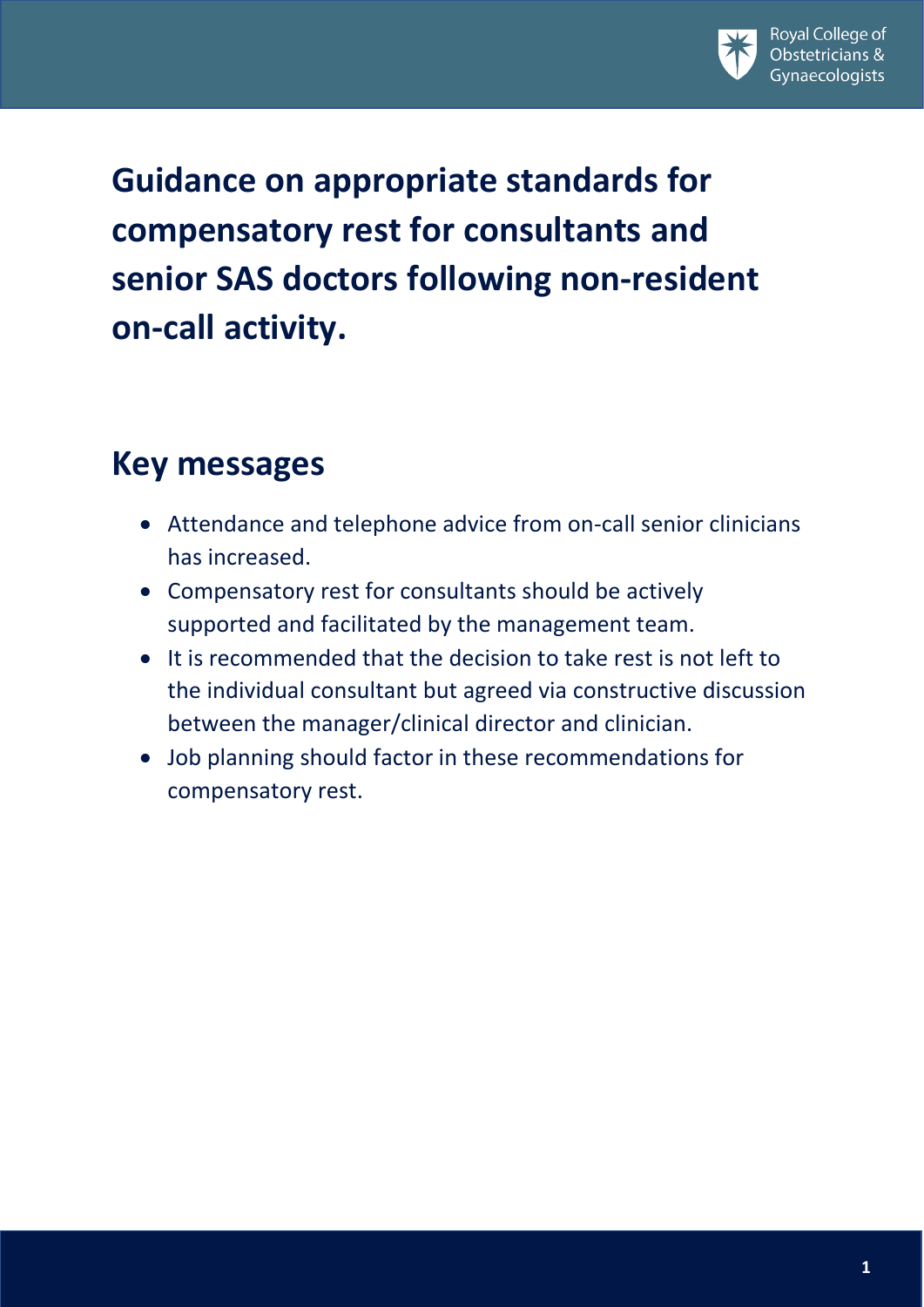# Guidance on appropriate standards for compensatory rest for consultants and senior SAS doctors following non-resident on-call activity.

## Key messages

- Attendance and telephone advice from on-call senior clinicians has increased.
- Compensatory rest for consultants should be actively supported and facilitated by the management team.
- It is recommended that the decision to take rest is not left to the individual consultant but agreed via constructive discussion between the manager/clinical director and clinician.
- Job planning should factor in these recommendations for compensatory rest.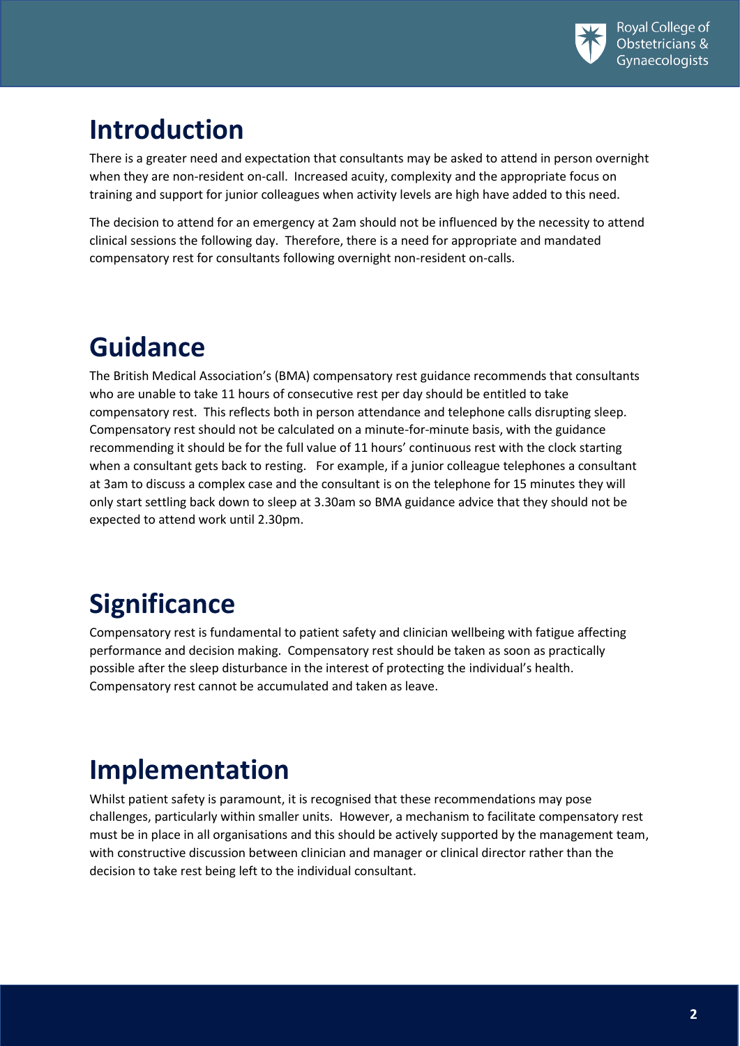# Introduction

There is a greater need and expectation that consultants may be asked to attend in person overnight when they are non-resident on-call. Increased acuity, complexity and the appropriate focus on training and support for junior colleagues when activity levels are high have added to this need.

The decision to attend for an emergency at 2am should not be influenced by the necessity to attend clinical sessions the following day. Therefore, there is a need for appropriate and mandated compensatory rest for consultants following overnight non-resident on-calls.

# Guidance

The British Medical Association's (BMA) compensatory rest guidance recommends that consultants who are unable to take 11 hours of consecutive rest per day should be entitled to take compensatory rest. This reflects both in person attendance and telephone calls disrupting sleep. Compensatory rest should not be calculated on a minute-for-minute basis, with the guidance recommending it should be for the full value of 11 hours' continuous rest with the clock starting when a consultant gets back to resting. For example, if a junior colleague telephones a consultant at 3am to discuss a complex case and the consultant is on the telephone for 15 minutes they will only start settling back down to sleep at 3.30am so BMA guidance advice that they should not be expected to attend work until 2.30pm.

# Significance

Compensatory rest is fundamental to patient safety and clinician wellbeing with fatigue affecting performance and decision making. Compensatory rest should be taken as soon as practically possible after the sleep disturbance in the interest of protecting the individual's health. Compensatory rest cannot be accumulated and taken as leave.

# Implementation

Whilst patient safety is paramount, it is recognised that these recommendations may pose challenges, particularly within smaller units. However, a mechanism to facilitate compensatory rest must be in place in all organisations and this should be actively supported by the management team, with constructive discussion between clinician and manager or clinical director rather than the decision to take rest being left to the individual consultant.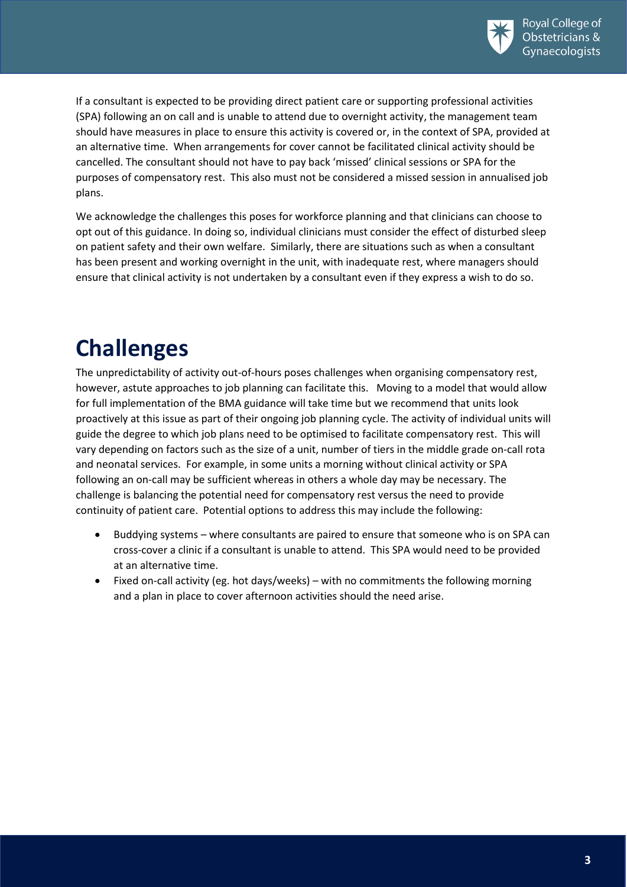If a consultant is expected to be providing direct patient care or supporting professional activities (SPA) following an on call and is unable to attend due to overnight activity, the management team should have measures in place to ensure this activity is covered or, in the context of SPA, provided at an alternative time. When arrangements for cover cannot be facilitated clinical activity should be cancelled. The consultant should not have to pay back 'missed' clinical sessions or SPA for the purposes of compensatory rest. This also must not be considered a missed session in annualised job plans.

We acknowledge the challenges this poses for workforce planning and that clinicians can choose to opt out of this guidance. In doing so, individual clinicians must consider the effect of disturbed sleep on patient safety and their own welfare. Similarly, there are situations such as when a consultant has been present and working overnight in the unit, with inadequate rest, where managers should ensure that clinical activity is not undertaken by a consultant even if they express a wish to do so.

# Challenges

The unpredictability of activity out-of-hours poses challenges when organising compensatory rest, however, astute approaches to job planning can facilitate this. Moving to a model that would allow for full implementation of the BMA guidance will take time but we recommend that units look proactively at this issue as part of their ongoing job planning cycle. The activity of individual units will guide the degree to which job plans need to be optimised to facilitate compensatory rest. This will vary depending on factors such as the size of a unit, number of tiers in the middle grade on-call rota and neonatal services. For example, in some units a morning without clinical activity or SPA following an on-call may be sufficient whereas in others a whole day may be necessary. The challenge is balancing the potential need for compensatory rest versus the need to provide continuity of patient care. Potential options to address this may include the following:

- Buddying systems – where consultants are paired to ensure that someone who is on SPA can cross-cover a clinic if a consultant is unable to attend. This SPA would need to be provided at an alternative time.
- Fixed on-call activity (eg. hot days/weeks) – with no commitments the following morning and a plan in place to cover afternoon activities should the need arise.